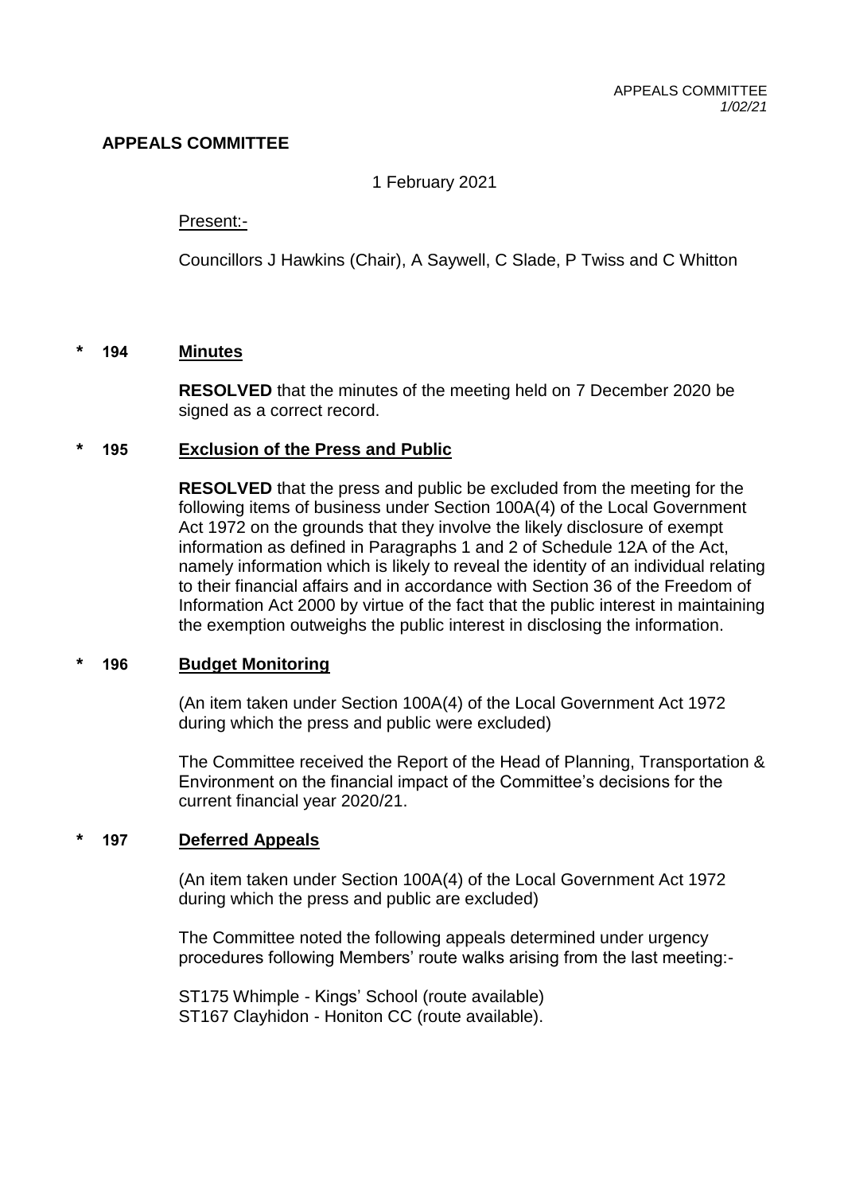# APPEALS COMMITTEE

1 February 2021

Present:-

Councillors J Hawkins (Chair), A Saywell, C Slade, P Twiss and C Whitton

## * 194 Minutes

**RESOLVED** that the minutes of the meeting held on 7 December 2020 be signed as a correct record.

## * 195 Exclusion of the Press and Public

**RESOLVED** that the press and public be excluded from the meeting for the following items of business under Section 100A(4) of the Local Government Act 1972 on the grounds that they involve the likely disclosure of exempt information as defined in Paragraphs 1 and 2 of Schedule 12A of the Act, namely information which is likely to reveal the identity of an individual relating to their financial affairs and in accordance with Section 36 of the Freedom of Information Act 2000 by virtue of the fact that the public interest in maintaining the exemption outweighs the public interest in disclosing the information.

## * 196 Budget Monitoring

(An item taken under Section 100A(4) of the Local Government Act 1972 during which the press and public were excluded)

The Committee received the Report of the Head of Planning, Transportation & Environment on the financial impact of the Committee's decisions for the current financial year 2020/21.

## * 197 Deferred Appeals

(An item taken under Section 100A(4) of the Local Government Act 1972 during which the press and public are excluded)

The Committee noted the following appeals determined under urgency procedures following Members' route walks arising from the last meeting:-

ST175 Whimple - Kings' School (route available)
ST167 Clayhidon - Honiton CC (route available).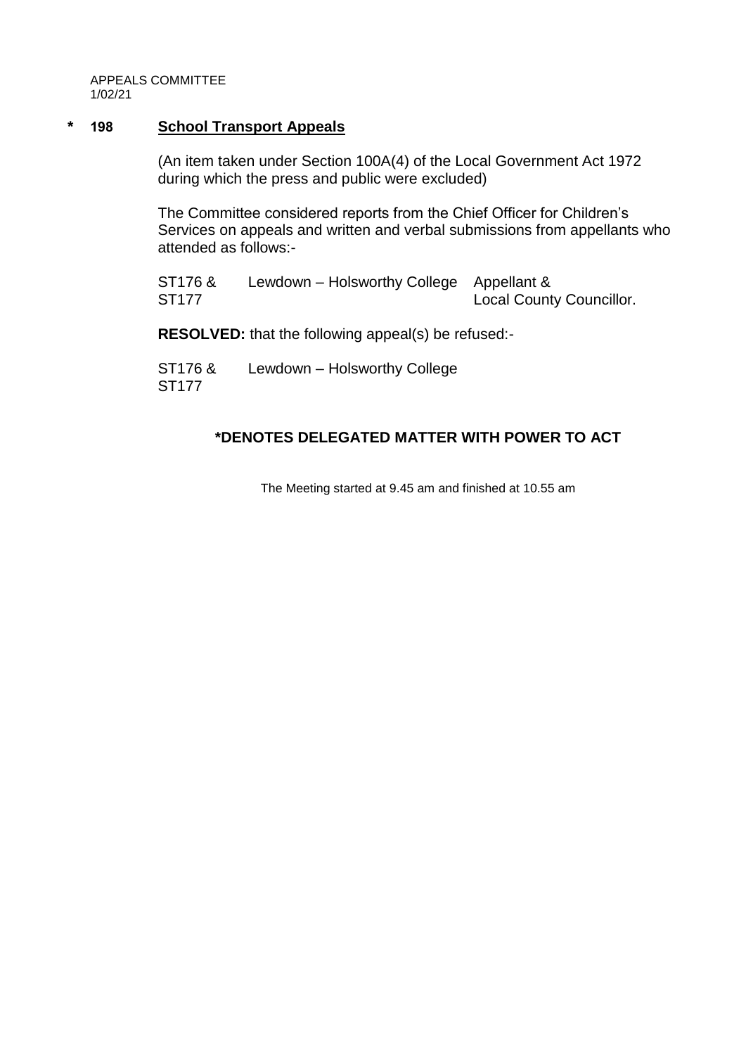## * 198 School Transport Appeals

(An item taken under Section 100A(4) of the Local Government Act 1972 during which the press and public were excluded)

The Committee considered reports from the Chief Officer for Children's Services on appeals and written and verbal submissions from appellants who attended as follows:-

| | | |
|---|---|---|
| ST176 & ST177 | Lewdown – Holsworthy College | Appellant & Local County Councillor. |

**RESOLVED:** that the following appeal(s) be refused:-

| | |
|---|---|
| ST176 & ST177 | Lewdown – Holsworthy College |

**\*DENOTES DELEGATED MATTER WITH POWER TO ACT**

The Meeting started at 9.45 am and finished at 10.55 am